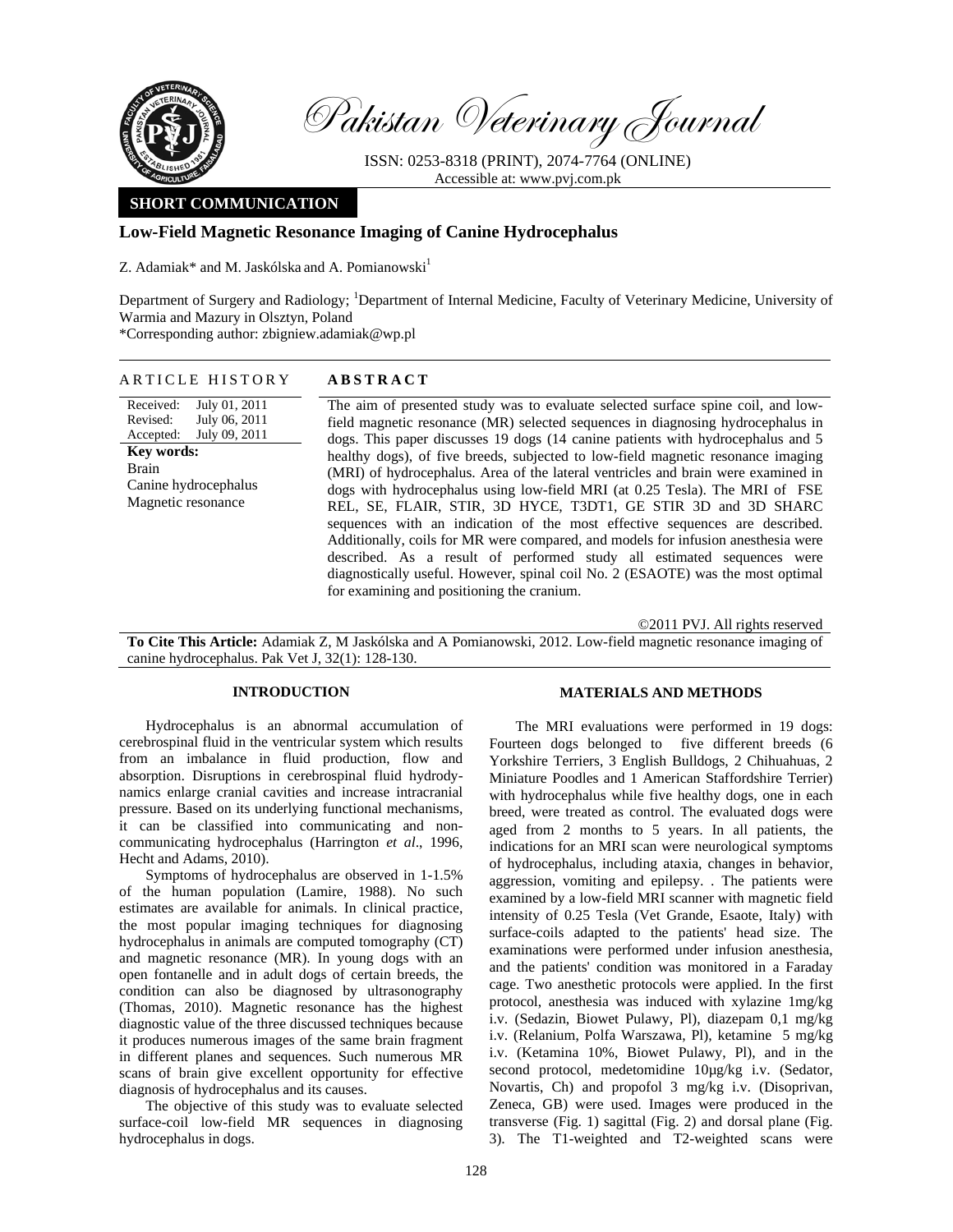Pakistan Veterinary Journal

ISSN: 0253-8318 (PRINT), 2074-7764 (ONLINE)
Accessible at: www.pvj.com.pk

**SHORT COMMUNICATION**

# Low-Field Magnetic Resonance Imaging of Canine Hydrocephalus

Z. Adamiak* and M. Jaskólska and A. Pomianowski[1]

Department of Surgery and Radiology; [1]Department of Internal Medicine, Faculty of Veterinary Medicine, University of Warmia and Mazury in Olsztyn, Poland
*Corresponding author: zbigniew.adamiak@wp.pl

**ARTICLE HISTORY**

Received: July 01, 2011
Revised: July 06, 2011
Accepted: July 09, 2011

**Key words:**
Brain
Canine hydrocephalus
Magnetic resonance

**ABSTRACT**

The aim of presented study was to evaluate selected surface spine coil, and low-field magnetic resonance (MR) selected sequences in diagnosing hydrocephalus in dogs. This paper discusses 19 dogs (14 canine patients with hydrocephalus and 5 healthy dogs), of five breeds, subjected to low-field magnetic resonance imaging (MRI) of hydrocephalus. Area of the lateral ventricles and brain were examined in dogs with hydrocephalus using low-field MRI (at 0.25 Tesla). The MRI of FSE REL, SE, FLAIR, STIR, 3D HYCE, T3DT1, GE STIR 3D and 3D SHARC sequences with an indication of the most effective sequences are described. Additionally, coils for MR were compared, and models for infusion anesthesia were described. As a result of performed study all estimated sequences were diagnostically useful. However, spinal coil No. 2 (ESAOTE) was the most optimal for examining and positioning the cranium.

©2011 PVJ. All rights reserved

**To Cite This Article:** Adamiak Z, M Jaskólska and A Pomianowski, 2012. Low-field magnetic resonance imaging of canine hydrocephalus. Pak Vet J, 32(1): 128-130.

## INTRODUCTION

Hydrocephalus is an abnormal accumulation of cerebrospinal fluid in the ventricular system which results from an imbalance in fluid production, flow and absorption. Disruptions in cerebrospinal fluid hydrodynamics enlarge cranial cavities and increase intracranial pressure. Based on its underlying functional mechanisms, it can be classified into communicating and non-communicating hydrocephalus (Harrington *et al*., 1996, Hecht and Adams, 2010).

Symptoms of hydrocephalus are observed in 1-1.5% of the human population (Lamire, 1988). No such estimates are available for animals. In clinical practice, the most popular imaging techniques for diagnosing hydrocephalus in animals are computed tomography (CT) and magnetic resonance (MR). In young dogs with an open fontanelle and in adult dogs of certain breeds, the condition can also be diagnosed by ultrasonography (Thomas, 2010). Magnetic resonance has the highest diagnostic value of the three discussed techniques because it produces numerous images of the same brain fragment in different planes and sequences. Such numerous MR scans of brain give excellent opportunity for effective diagnosis of hydrocephalus and its causes.

The objective of this study was to evaluate selected surface-coil low-field MR sequences in diagnosing hydrocephalus in dogs.

## MATERIALS AND METHODS

The MRI evaluations were performed in 19 dogs: Fourteen dogs belonged to five different breeds (6 Yorkshire Terriers, 3 English Bulldogs, 2 Chihuahuas, 2 Miniature Poodles and 1 American Staffordshire Terrier) with hydrocephalus while five healthy dogs, one in each breed, were treated as control. The evaluated dogs were aged from 2 months to 5 years. In all patients, the indications for an MRI scan were neurological symptoms of hydrocephalus, including ataxia, changes in behavior, aggression, vomiting and epilepsy. . The patients were examined by a low-field MRI scanner with magnetic field intensity of 0.25 Tesla (Vet Grande, Esaote, Italy) with surface-coils adapted to the patients' head size. The examinations were performed under infusion anesthesia, and the patients' condition was monitored in a Faraday cage. Two anesthetic protocols were applied. In the first protocol, anesthesia was induced with xylazine 1mg/kg i.v. (Sedazin, Biowet Pulawy, Pl), diazepam 0,1 mg/kg i.v. (Relanium, Polfa Warszawa, Pl), ketamine 5 mg/kg i.v. (Ketamina 10%, Biowet Pulawy, Pl), and in the second protocol, medetomidine 10µg/kg i.v. (Sedator, Novartis, Ch) and propofol 3 mg/kg i.v. (Disoprivan, Zeneca, GB) were used. Images were produced in the transverse (Fig. 1) sagittal (Fig. 2) and dorsal plane (Fig. 3). The T1-weighted and T2-weighted scans were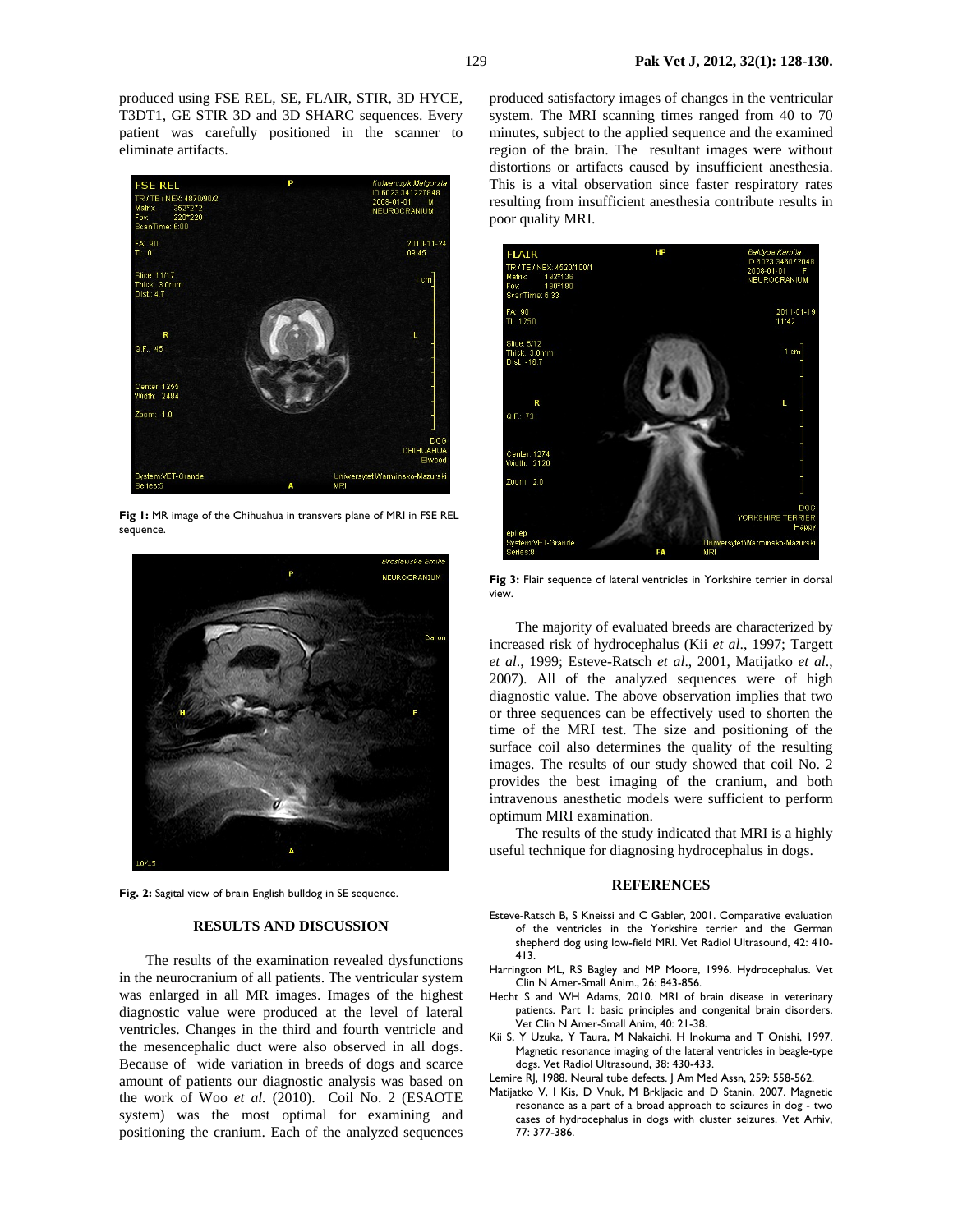produced using FSE REL, SE, FLAIR, STIR, 3D HYCE, T3DT1, GE STIR 3D and 3D SHARC sequences. Every patient was carefully positioned in the scanner to eliminate artifacts.

**Fig 1:** MR image of the Chihuahua in transvers plane of MRI in FSE REL sequence.

**Fig. 2:** Sagital view of brain English bulldog in SE sequence.

## RESULTS AND DISCUSSION

The results of the examination revealed dysfunctions in the neurocranium of all patients. The ventricular system was enlarged in all MR images. Images of the highest diagnostic value were produced at the level of lateral ventricles. Changes in the third and fourth ventricle and the mesencephalic duct were also observed in all dogs. Because of wide variation in breeds of dogs and scarce amount of patients our diagnostic analysis was based on the work of Woo *et al.* (2010). Coil No. 2 (ESAOTE system) was the most optimal for examining and positioning the cranium. Each of the analyzed sequences produced satisfactory images of changes in the ventricular system. The MRI scanning times ranged from 40 to 70 minutes, subject to the applied sequence and the examined region of the brain. The resultant images were without distortions or artifacts caused by insufficient anesthesia. This is a vital observation since faster respiratory rates resulting from insufficient anesthesia contribute results in poor quality MRI.

**Fig 3:** Flair sequence of lateral ventricles in Yorkshire terrier in dorsal view.

The majority of evaluated breeds are characterized by increased risk of hydrocephalus (Kii *et al*., 1997; Targett *et al*., 1999; Esteve-Ratsch *et al*., 2001, Matijatko *et al*., 2007). All of the analyzed sequences were of high diagnostic value. The above observation implies that two or three sequences can be effectively used to shorten the time of the MRI test. The size and positioning of the surface coil also determines the quality of the resulting images. The results of our study showed that coil No. 2 provides the best imaging of the cranium, and both intravenous anesthetic models were sufficient to perform optimum MRI examination.

The results of the study indicated that MRI is a highly useful technique for diagnosing hydrocephalus in dogs.

## REFERENCES

Esteve-Ratsch B, S Kneissi and C Gabler, 2001. Comparative evaluation of the ventricles in the Yorkshire terrier and the German shepherd dog using low-field MRI. Vet Radiol Ultrasound, 42: 410-413.

Harrington ML, RS Bagley and MP Moore, 1996. Hydrocephalus. Vet Clin N Amer-Small Anim., 26: 843-856.

Hecht S and WH Adams, 2010. MRI of brain disease in veterinary patients. Part 1: basic principles and congenital brain disorders. Vet Clin N Amer-Small Anim, 40: 21-38.

Kii S, Y Uzuka, Y Taura, M Nakaichi, H Inokuma and T Onishi, 1997. Magnetic resonance imaging of the lateral ventricles in beagle-type dogs. Vet Radiol Ultrasound, 38: 430-433.

Lemire RJ, 1988. Neural tube defects. J Am Med Assn, 259: 558-562.

Matijatko V, I Kis, D Vnuk, M Brkljacic and D Stanin, 2007. Magnetic resonance as a part of a broad approach to seizures in dog - two cases of hydrocephalus in dogs with cluster seizures. Vet Arhiv, 77: 377-386.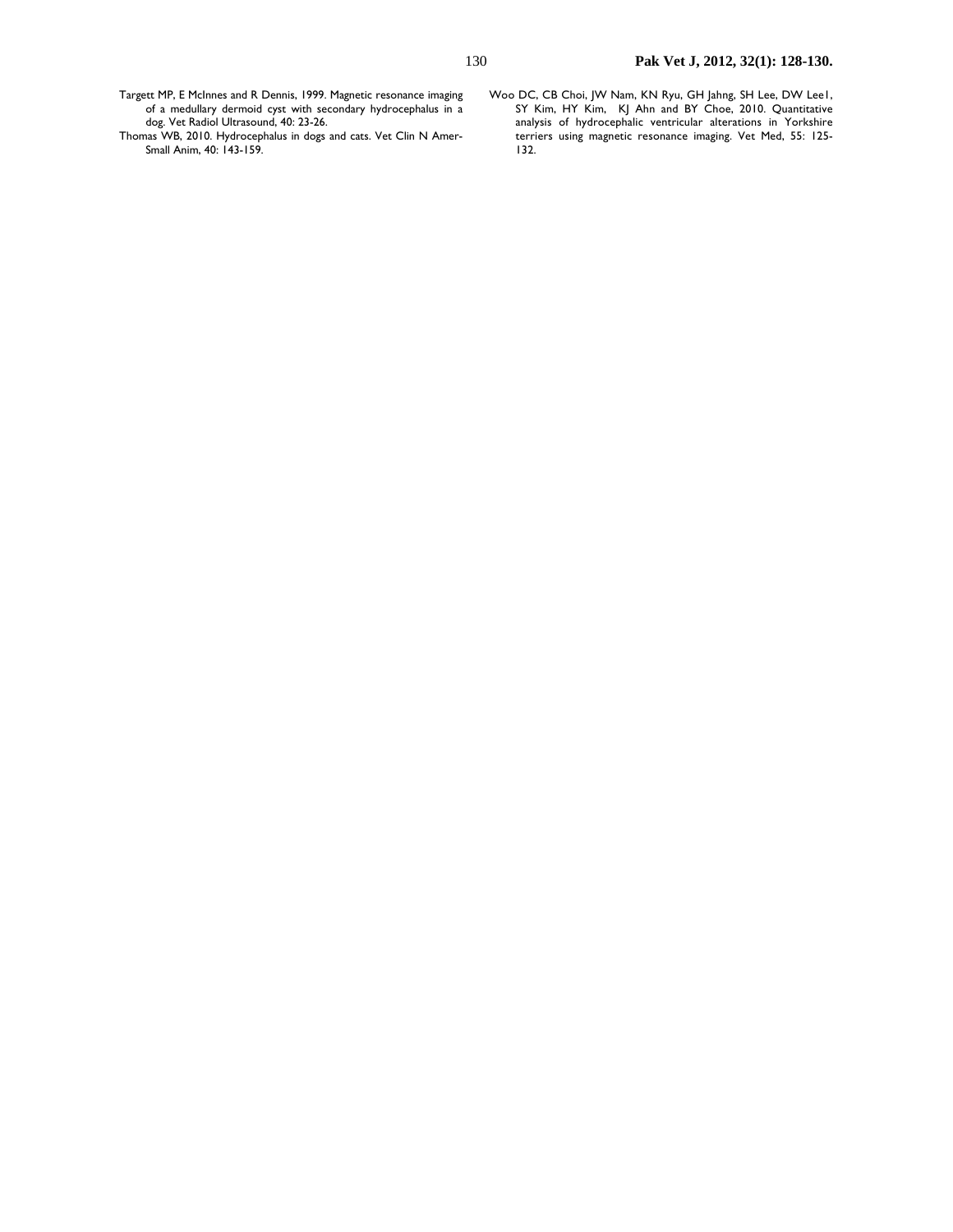Targett MP, E McInnes and R Dennis, 1999. Magnetic resonance imaging of a medullary dermoid cyst with secondary hydrocephalus in a dog. Vet Radiol Ultrasound, 40: 23-26.

Thomas WB, 2010. Hydrocephalus in dogs and cats. Vet Clin N Amer-Small Anim, 40: 143-159.

Woo DC, CB Choi, JW Nam, KN Ryu, GH Jahng, SH Lee, DW Lee1, SY Kim, HY Kim, KJ Ahn and BY Choe, 2010. Quantitative analysis of hydrocephalic ventricular alterations in Yorkshire terriers using magnetic resonance imaging. Vet Med, 55: 125-132.